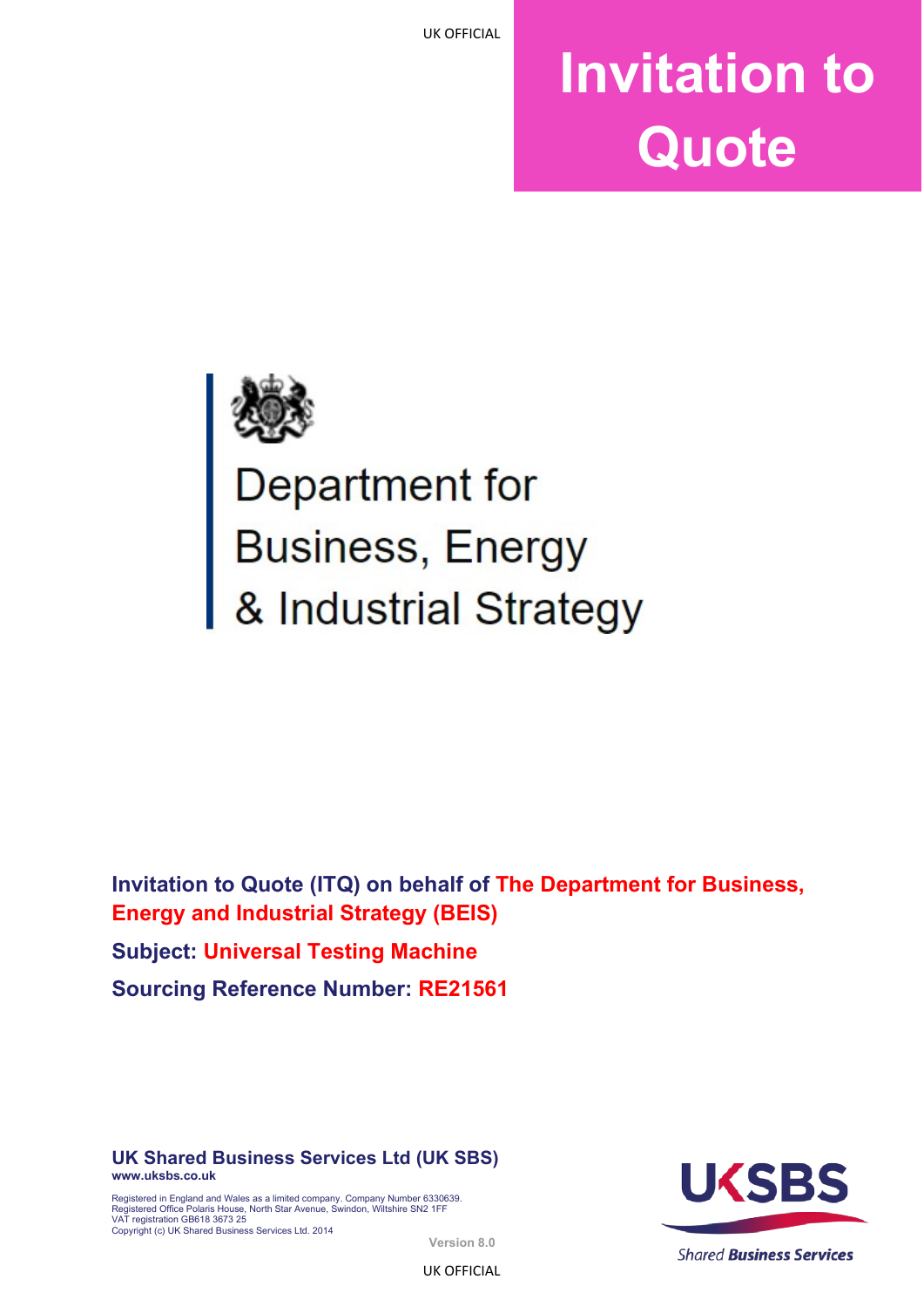# Invitation to Quote

Department for Business, Energy & Industrial Strategy

**Invitation to Quote (ITQ) on behalf of The Department for Business, Energy and Industrial Strategy (BEIS)**

**Subject: Universal Testing Machine**

**Sourcing Reference Number: RE21561**

**UK Shared Business Services Ltd (UK SBS)**
**www.uksbs.co.uk**

Registered in England and Wales as a limited company. Company Number 6330639.
Registered Office Polaris House, North Star Avenue, Swindon, Wiltshire SN2 1FF
VAT registration GB618 3673 25
Copyright (c) UK Shared Business Services Ltd. 2014

Version 8.0

UKSBS Shared Business Services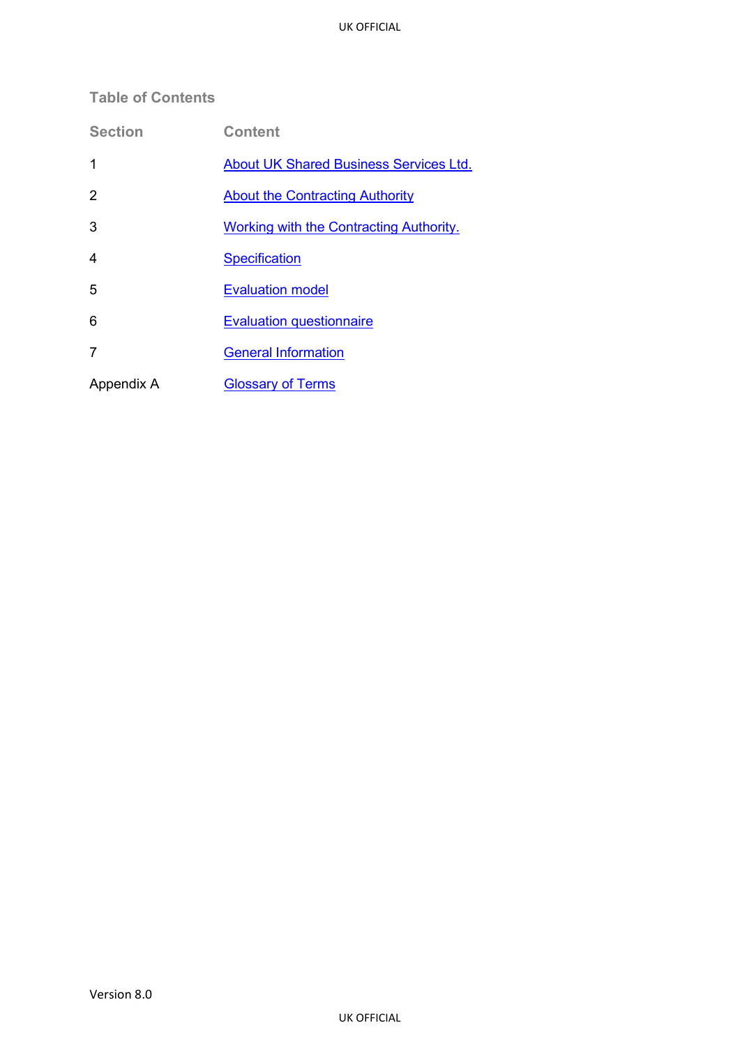## Table of Contents

| Section | Content |
|---|---|
| 1 | About UK Shared Business Services Ltd. |
| 2 | About the Contracting Authority |
| 3 | Working with the Contracting Authority. |
| 4 | Specification |
| 5 | Evaluation model |
| 6 | Evaluation questionnaire |
| 7 | General Information |
| Appendix A | Glossary of Terms |

Version 8.0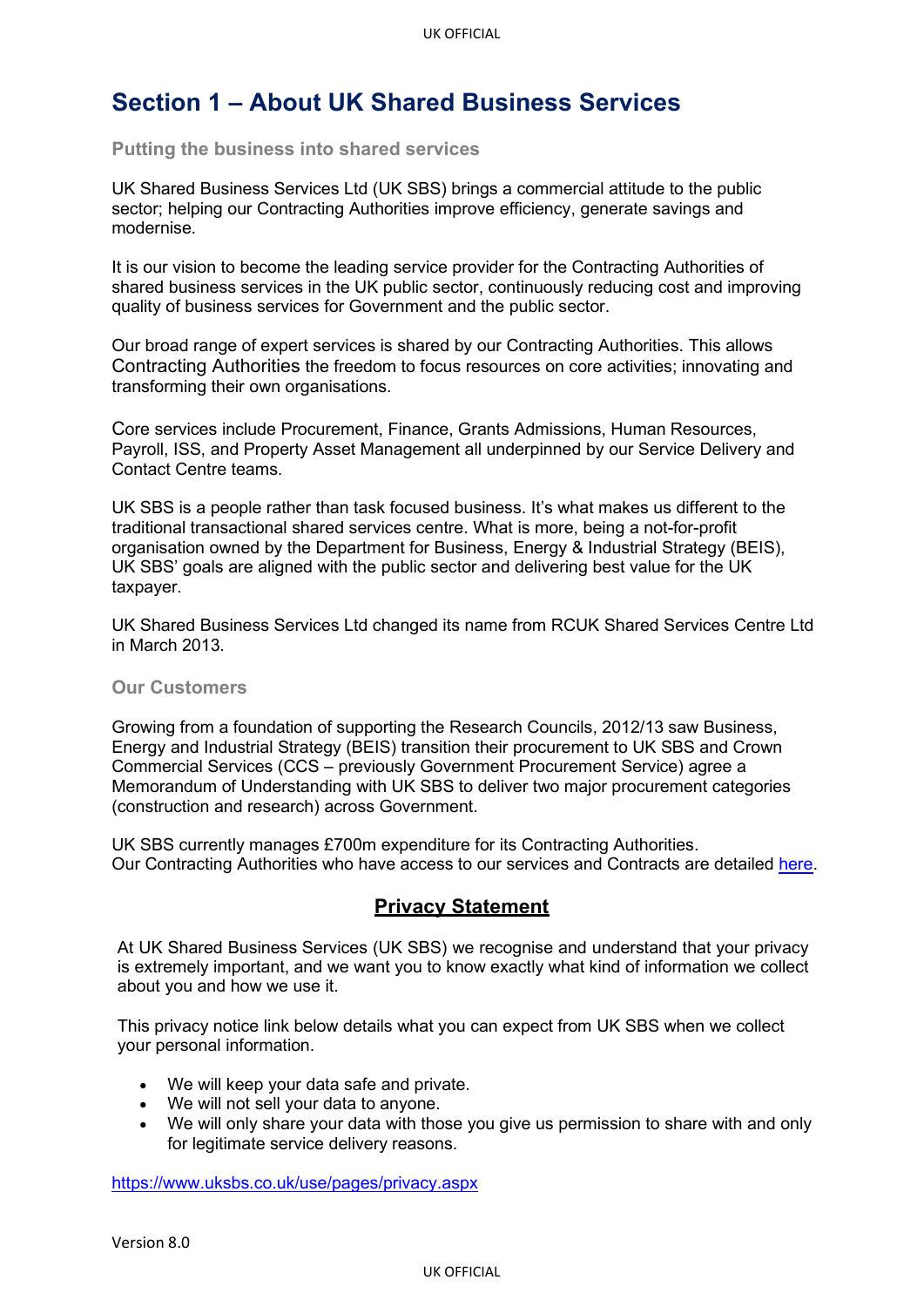# Section 1 – About UK Shared Business Services

### Putting the business into shared services

UK Shared Business Services Ltd (UK SBS) brings a commercial attitude to the public sector; helping our Contracting Authorities improve efficiency, generate savings and modernise.

It is our vision to become the leading service provider for the Contracting Authorities of shared business services in the UK public sector, continuously reducing cost and improving quality of business services for Government and the public sector.

Our broad range of expert services is shared by our Contracting Authorities. This allows Contracting Authorities the freedom to focus resources on core activities; innovating and transforming their own organisations.

Core services include Procurement, Finance, Grants Admissions, Human Resources, Payroll, ISS, and Property Asset Management all underpinned by our Service Delivery and Contact Centre teams.

UK SBS is a people rather than task focused business. It's what makes us different to the traditional transactional shared services centre. What is more, being a not-for-profit organisation owned by the Department for Business, Energy & Industrial Strategy (BEIS), UK SBS' goals are aligned with the public sector and delivering best value for the UK taxpayer.

UK Shared Business Services Ltd changed its name from RCUK Shared Services Centre Ltd in March 2013.

### Our Customers

Growing from a foundation of supporting the Research Councils, 2012/13 saw Business, Energy and Industrial Strategy (BEIS) transition their procurement to UK SBS and Crown Commercial Services (CCS – previously Government Procurement Service) agree a Memorandum of Understanding with UK SBS to deliver two major procurement categories (construction and research) across Government.

UK SBS currently manages £700m expenditure for its Contracting Authorities.
Our Contracting Authorities who have access to our services and Contracts are detailed here.

## Privacy Statement

At UK Shared Business Services (UK SBS) we recognise and understand that your privacy is extremely important, and we want you to know exactly what kind of information we collect about you and how we use it.

This privacy notice link below details what you can expect from UK SBS when we collect your personal information.

- We will keep your data safe and private.
- We will not sell your data to anyone.
- We will only share your data with those you give us permission to share with and only for legitimate service delivery reasons.

https://www.uksbs.co.uk/use/pages/privacy.aspx

Version 8.0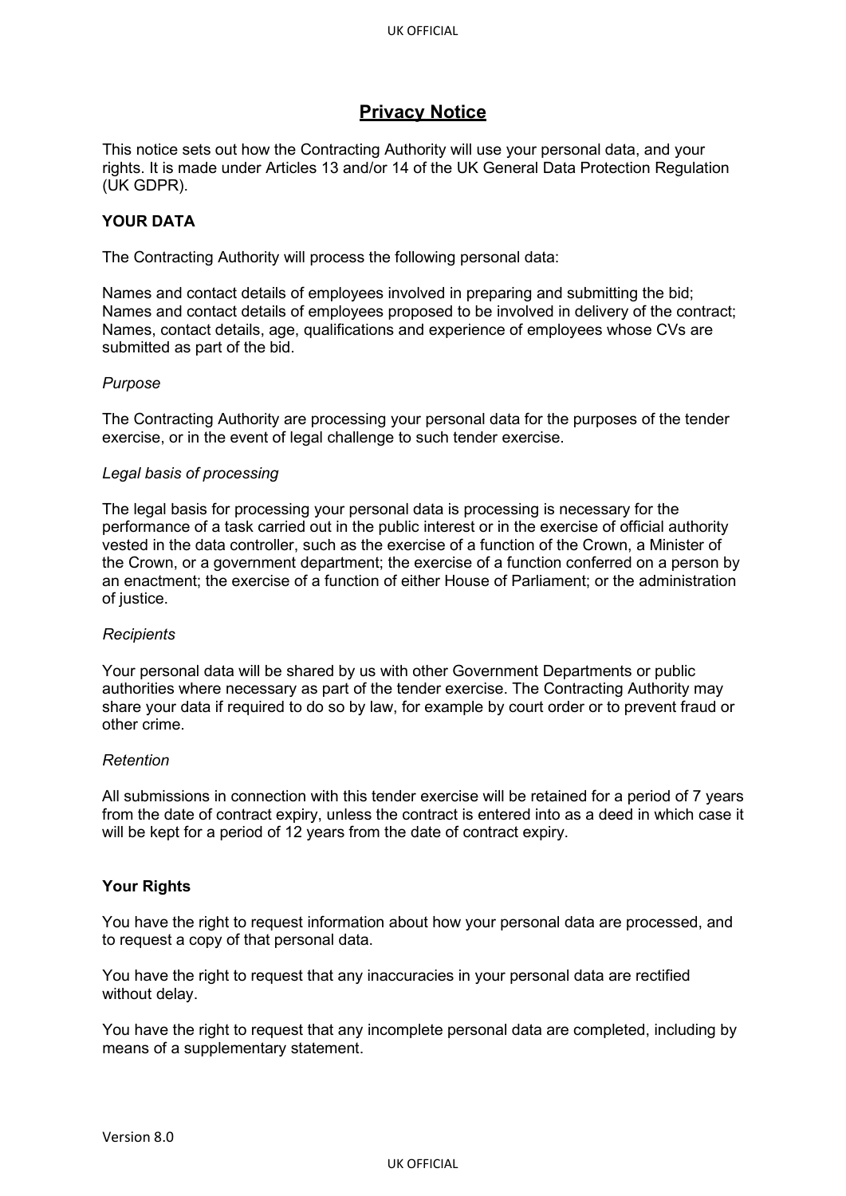## Privacy Notice

This notice sets out how the Contracting Authority will use your personal data, and your rights. It is made under Articles 13 and/or 14 of the UK General Data Protection Regulation (UK GDPR).

**YOUR DATA**

The Contracting Authority will process the following personal data:

Names and contact details of employees involved in preparing and submitting the bid;
Names and contact details of employees proposed to be involved in delivery of the contract;
Names, contact details, age, qualifications and experience of employees whose CVs are submitted as part of the bid.

*Purpose*

The Contracting Authority are processing your personal data for the purposes of the tender exercise, or in the event of legal challenge to such tender exercise.

*Legal basis of processing*

The legal basis for processing your personal data is processing is necessary for the performance of a task carried out in the public interest or in the exercise of official authority vested in the data controller, such as the exercise of a function of the Crown, a Minister of the Crown, or a government department; the exercise of a function conferred on a person by an enactment; the exercise of a function of either House of Parliament; or the administration of justice.

*Recipients*

Your personal data will be shared by us with other Government Departments or public authorities where necessary as part of the tender exercise. The Contracting Authority may share your data if required to do so by law, for example by court order or to prevent fraud or other crime.

*Retention*

All submissions in connection with this tender exercise will be retained for a period of 7 years from the date of contract expiry, unless the contract is entered into as a deed in which case it will be kept for a period of 12 years from the date of contract expiry.

**Your Rights**

You have the right to request information about how your personal data are processed, and to request a copy of that personal data.

You have the right to request that any inaccuracies in your personal data are rectified without delay.

You have the right to request that any incomplete personal data are completed, including by means of a supplementary statement.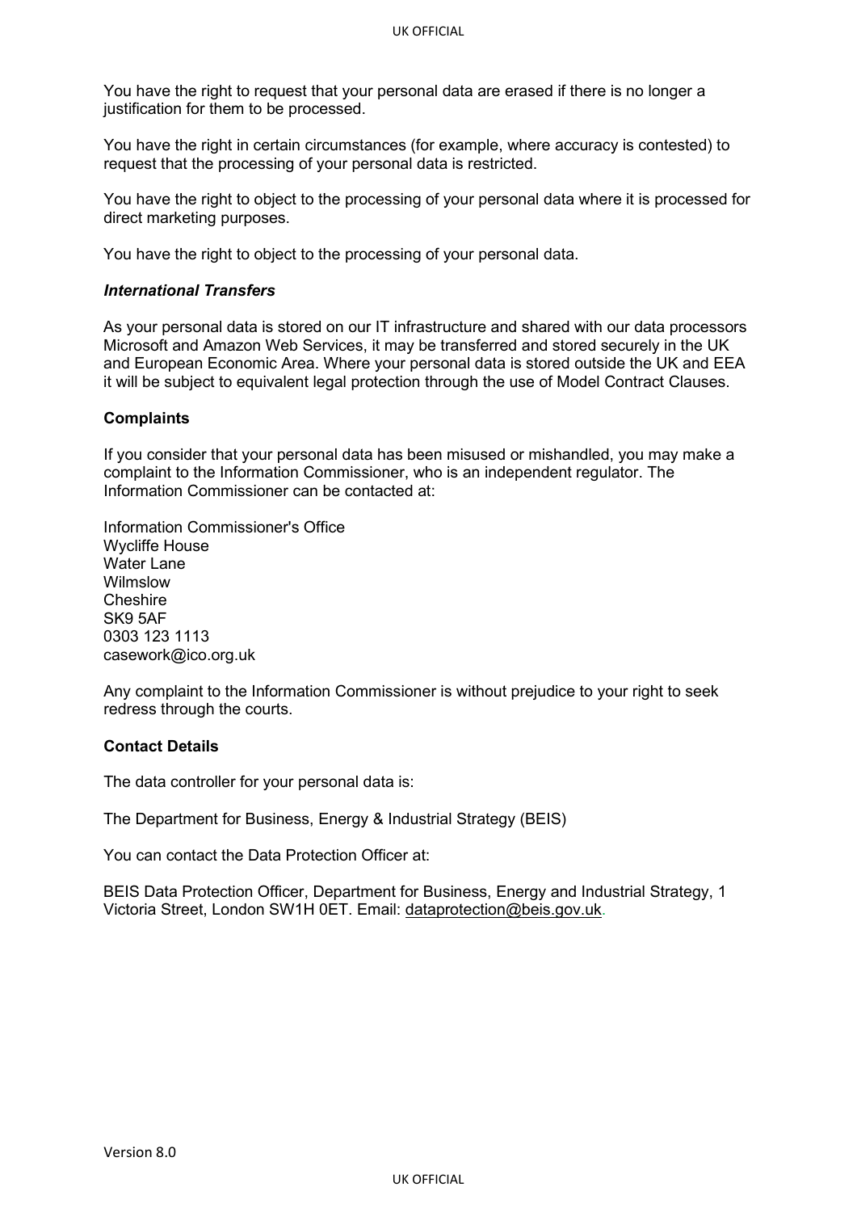You have the right to request that your personal data are erased if there is no longer a justification for them to be processed.

You have the right in certain circumstances (for example, where accuracy is contested) to request that the processing of your personal data is restricted.

You have the right to object to the processing of your personal data where it is processed for direct marketing purposes.

You have the right to object to the processing of your personal data.

***International Transfers***

As your personal data is stored on our IT infrastructure and shared with our data processors Microsoft and Amazon Web Services, it may be transferred and stored securely in the UK and European Economic Area. Where your personal data is stored outside the UK and EEA it will be subject to equivalent legal protection through the use of Model Contract Clauses.

**Complaints**

If you consider that your personal data has been misused or mishandled, you may make a complaint to the Information Commissioner, who is an independent regulator. The Information Commissioner can be contacted at:

Information Commissioner's Office
Wycliffe House
Water Lane
Wilmslow
Cheshire
SK9 5AF
0303 123 1113
casework@ico.org.uk

Any complaint to the Information Commissioner is without prejudice to your right to seek redress through the courts.

**Contact Details**

The data controller for your personal data is:

The Department for Business, Energy & Industrial Strategy (BEIS)

You can contact the Data Protection Officer at:

BEIS Data Protection Officer, Department for Business, Energy and Industrial Strategy, 1 Victoria Street, London SW1H 0ET. Email: dataprotection@beis.gov.uk.

Version 8.0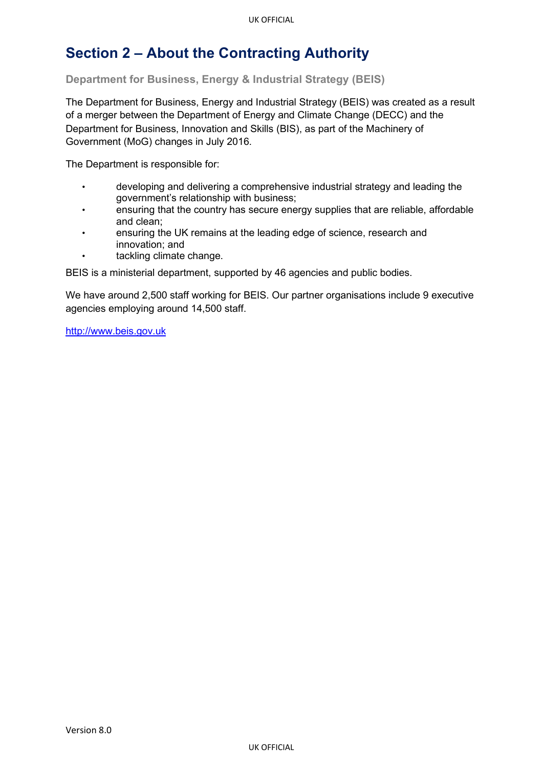# Section 2 – About the Contracting Authority

### Department for Business, Energy & Industrial Strategy (BEIS)

The Department for Business, Energy and Industrial Strategy (BEIS) was created as a result of a merger between the Department of Energy and Climate Change (DECC) and the Department for Business, Innovation and Skills (BIS), as part of the Machinery of Government (MoG) changes in July 2016.

The Department is responsible for:

- developing and delivering a comprehensive industrial strategy and leading the government's relationship with business;
- ensuring that the country has secure energy supplies that are reliable, affordable and clean;
- ensuring the UK remains at the leading edge of science, research and innovation; and
- tackling climate change.

BEIS is a ministerial department, supported by 46 agencies and public bodies.

We have around 2,500 staff working for BEIS. Our partner organisations include 9 executive agencies employing around 14,500 staff.

[http://www.beis.gov.uk](http://www.beis.gov.uk)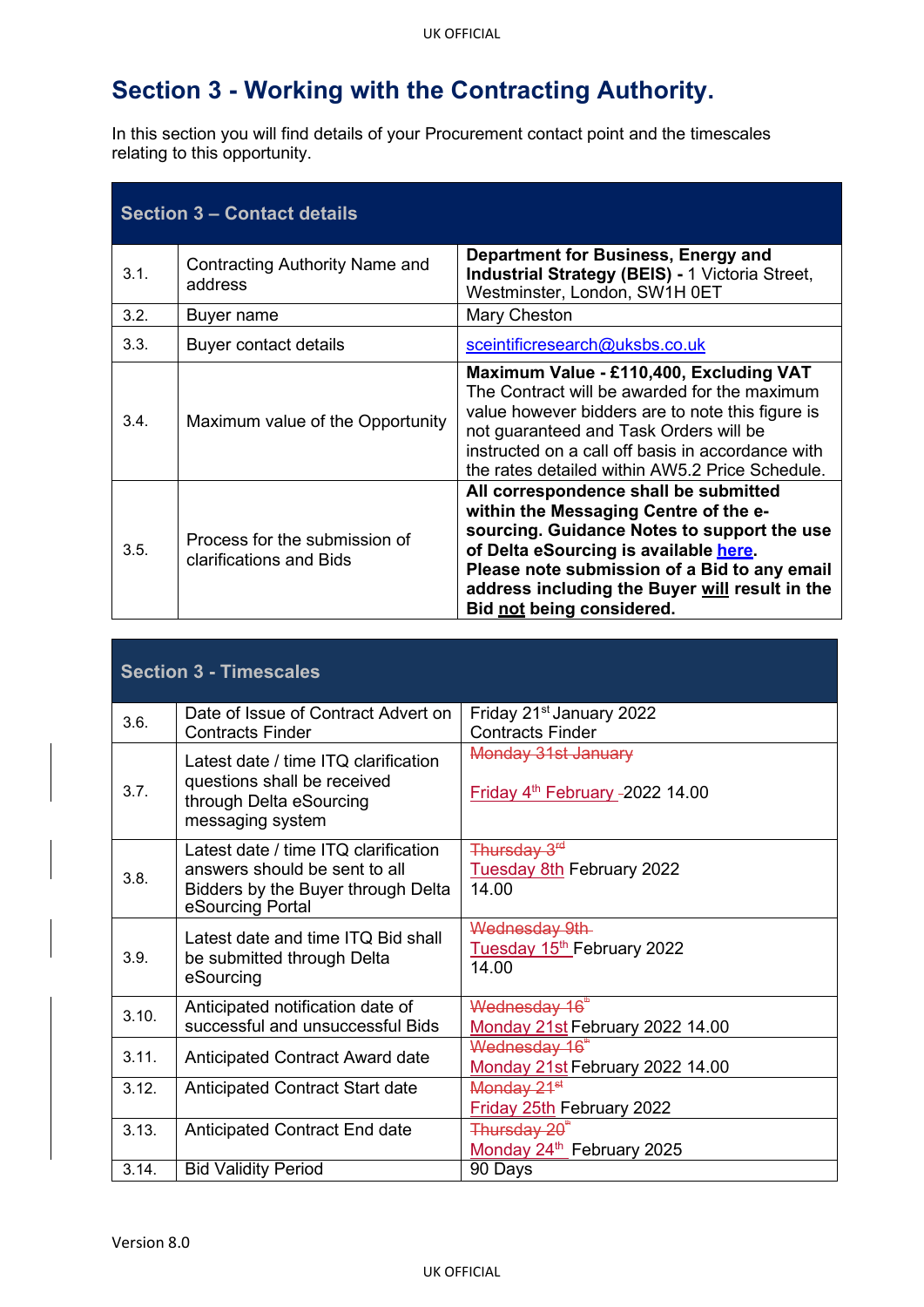# Section 3 - Working with the Contracting Authority.

In this section you will find details of your Procurement contact point and the timescales relating to this opportunity.

| **Section 3 – Contact details** | | |
|---|---|---|
| 3.1. | Contracting Authority Name and address | **Department for Business, Energy and Industrial Strategy (BEIS) -** 1 Victoria Street, Westminster, London, SW1H 0ET |
| 3.2. | Buyer name | Mary Cheston |
| 3.3. | Buyer contact details | sceintificresearch@uksbs.co.uk |
| 3.4. | Maximum value of the Opportunity | **Maximum Value - £110,400, Excluding VAT** The Contract will be awarded for the maximum value however bidders are to note this figure is not guaranteed and Task Orders will be instructed on a call off basis in accordance with the rates detailed within AW5.2 Price Schedule. |
| 3.5. | Process for the submission of clarifications and Bids | **All correspondence shall be submitted within the Messaging Centre of the e-sourcing. Guidance Notes to support the use of Delta eSourcing is available here. Please note submission of a Bid to any email address including the Buyer will result in the Bid not being considered.** |

| **Section 3 - Timescales** | | |
|---|---|---|
| 3.6. | Date of Issue of Contract Advert on Contracts Finder | Friday 21st January 2022 Contracts Finder |
| 3.7. | Latest date / time ITQ clarification questions shall be received through Delta eSourcing messaging system | ~~Monday 31st January~~ Friday 4th February 2022 14.00 |
| 3.8. | Latest date / time ITQ clarification answers should be sent to all Bidders by the Buyer through Delta eSourcing Portal | ~~Thursday 3rd~~ Tuesday 8th February 2022 14.00 |
| 3.9. | Latest date and time ITQ Bid shall be submitted through Delta eSourcing | ~~Wednesday 9th~~ Tuesday 15th February 2022 14.00 |
| 3.10. | Anticipated notification date of successful and unsuccessful Bids | ~~Wednesday 16th~~ Monday 21st February 2022 14.00 |
| 3.11. | Anticipated Contract Award date | ~~Wednesday 16th~~ Monday 21st February 2022 14.00 |
| 3.12. | Anticipated Contract Start date | ~~Monday 21st~~ Friday 25th February 2022 |
| 3.13. | Anticipated Contract End date | ~~Thursday 20th~~ Monday 24th February 2025 |
| 3.14. | Bid Validity Period | 90 Days |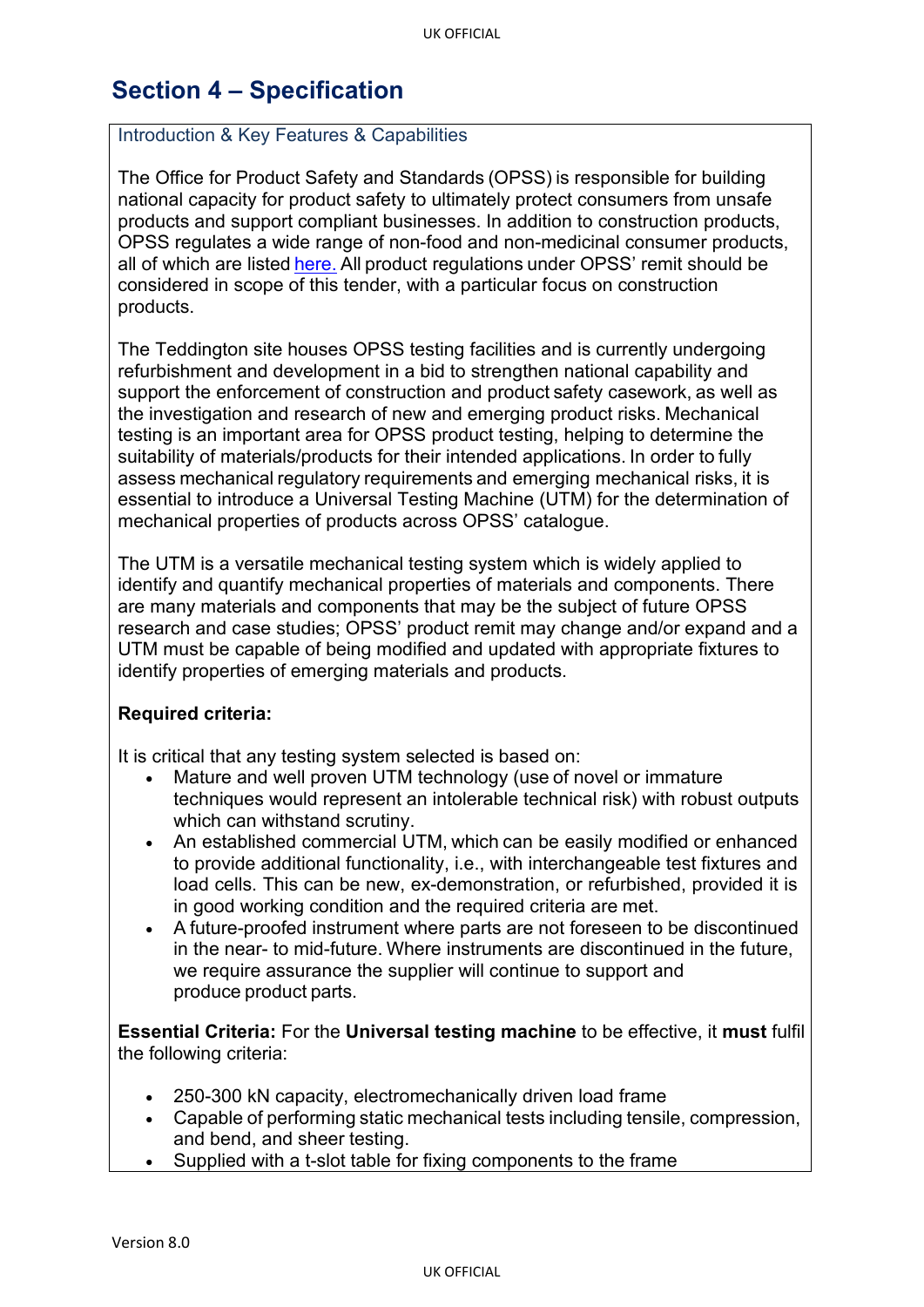# Section 4 – Specification

## Introduction & Key Features & Capabilities

The Office for Product Safety and Standards (OPSS) is responsible for building national capacity for product safety to ultimately protect consumers from unsafe products and support compliant businesses. In addition to construction products, OPSS regulates a wide range of non-food and non-medicinal consumer products, all of which are listed here. All product regulations under OPSS' remit should be considered in scope of this tender, with a particular focus on construction products.

The Teddington site houses OPSS testing facilities and is currently undergoing refurbishment and development in a bid to strengthen national capability and support the enforcement of construction and product safety casework, as well as the investigation and research of new and emerging product risks. Mechanical testing is an important area for OPSS product testing, helping to determine the suitability of materials/products for their intended applications. In order to fully assess mechanical regulatory requirements and emerging mechanical risks, it is essential to introduce a Universal Testing Machine (UTM) for the determination of mechanical properties of products across OPSS' catalogue.

The UTM is a versatile mechanical testing system which is widely applied to identify and quantify mechanical properties of materials and components. There are many materials and components that may be the subject of future OPSS research and case studies; OPSS' product remit may change and/or expand and a UTM must be capable of being modified and updated with appropriate fixtures to identify properties of emerging materials and products.

**Required criteria:**

It is critical that any testing system selected is based on:

- Mature and well proven UTM technology (use of novel or immature techniques would represent an intolerable technical risk) with robust outputs which can withstand scrutiny.
- An established commercial UTM, which can be easily modified or enhanced to provide additional functionality, i.e., with interchangeable test fixtures and load cells. This can be new, ex-demonstration, or refurbished, provided it is in good working condition and the required criteria are met.
- A future-proofed instrument where parts are not foreseen to be discontinued in the near- to mid-future. Where instruments are discontinued in the future, we require assurance the supplier will continue to support and produce product parts.

**Essential Criteria:** For the **Universal testing machine** to be effective, it **must** fulfil the following criteria:

- 250-300 kN capacity, electromechanically driven load frame
- Capable of performing static mechanical tests including tensile, compression, and bend, and sheer testing.
- Supplied with a t-slot table for fixing components to the frame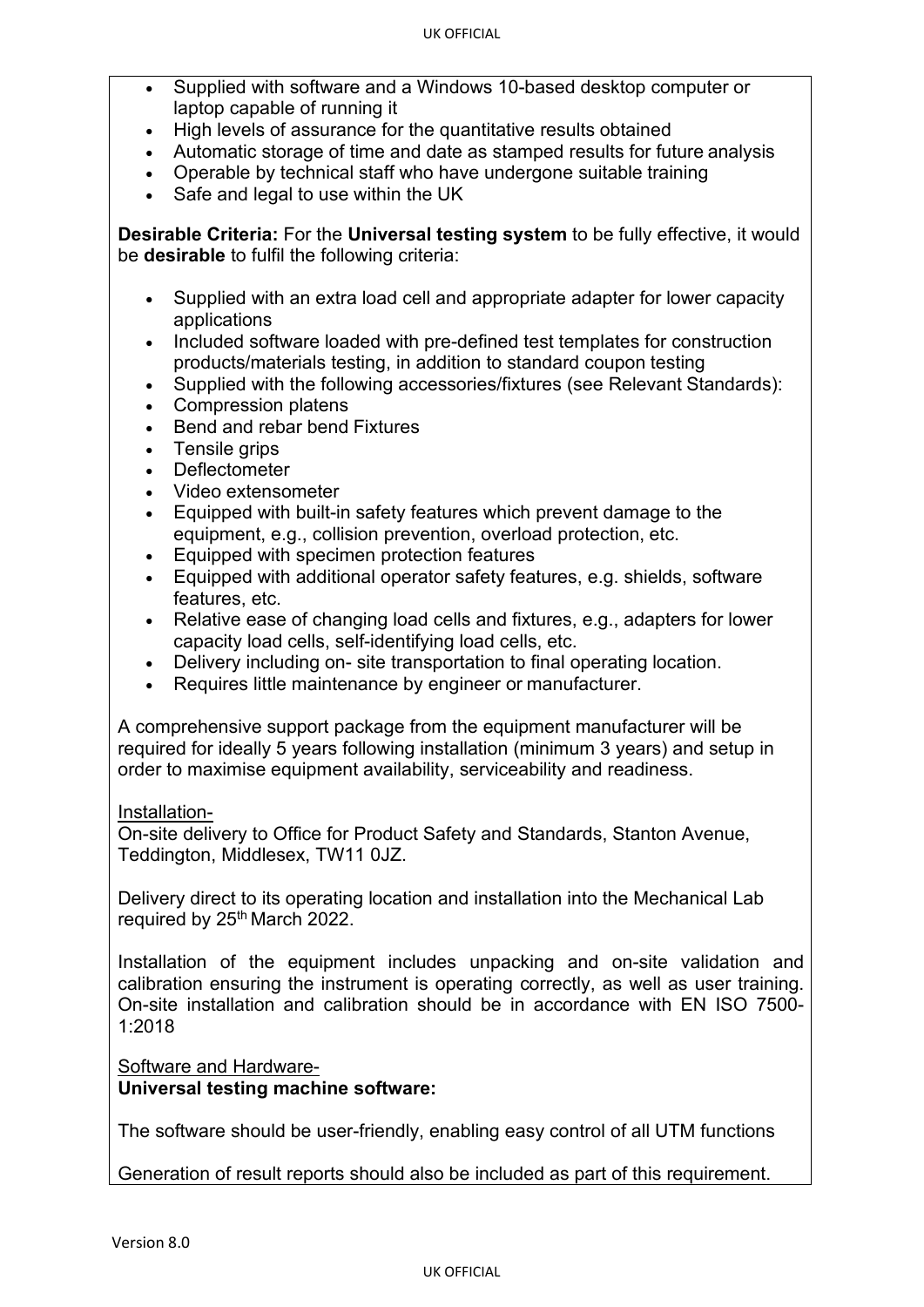- Supplied with software and a Windows 10-based desktop computer or laptop capable of running it
- High levels of assurance for the quantitative results obtained
- Automatic storage of time and date as stamped results for future analysis
- Operable by technical staff who have undergone suitable training
- Safe and legal to use within the UK

**Desirable Criteria:** For the **Universal testing system** to be fully effective, it would be **desirable** to fulfil the following criteria:

- Supplied with an extra load cell and appropriate adapter for lower capacity applications
- Included software loaded with pre-defined test templates for construction products/materials testing, in addition to standard coupon testing
- Supplied with the following accessories/fixtures (see Relevant Standards):
- Compression platens
- Bend and rebar bend Fixtures
- Tensile grips
- Deflectometer
- Video extensometer
- Equipped with built-in safety features which prevent damage to the equipment, e.g., collision prevention, overload protection, etc.
- Equipped with specimen protection features
- Equipped with additional operator safety features, e.g. shields, software features, etc.
- Relative ease of changing load cells and fixtures, e.g., adapters for lower capacity load cells, self-identifying load cells, etc.
- Delivery including on- site transportation to final operating location.
- Requires little maintenance by engineer or manufacturer.

A comprehensive support package from the equipment manufacturer will be required for ideally 5 years following installation (minimum 3 years) and setup in order to maximise equipment availability, serviceability and readiness.

Installation-

On-site delivery to Office for Product Safety and Standards, Stanton Avenue, Teddington, Middlesex, TW11 0JZ.

Delivery direct to its operating location and installation into the Mechanical Lab required by 25th March 2022.

Installation of the equipment includes unpacking and on-site validation and calibration ensuring the instrument is operating correctly, as well as user training. On-site installation and calibration should be in accordance with EN ISO 7500-1:2018

Software and Hardware-

**Universal testing machine software:**

The software should be user-friendly, enabling easy control of all UTM functions

Generation of result reports should also be included as part of this requirement.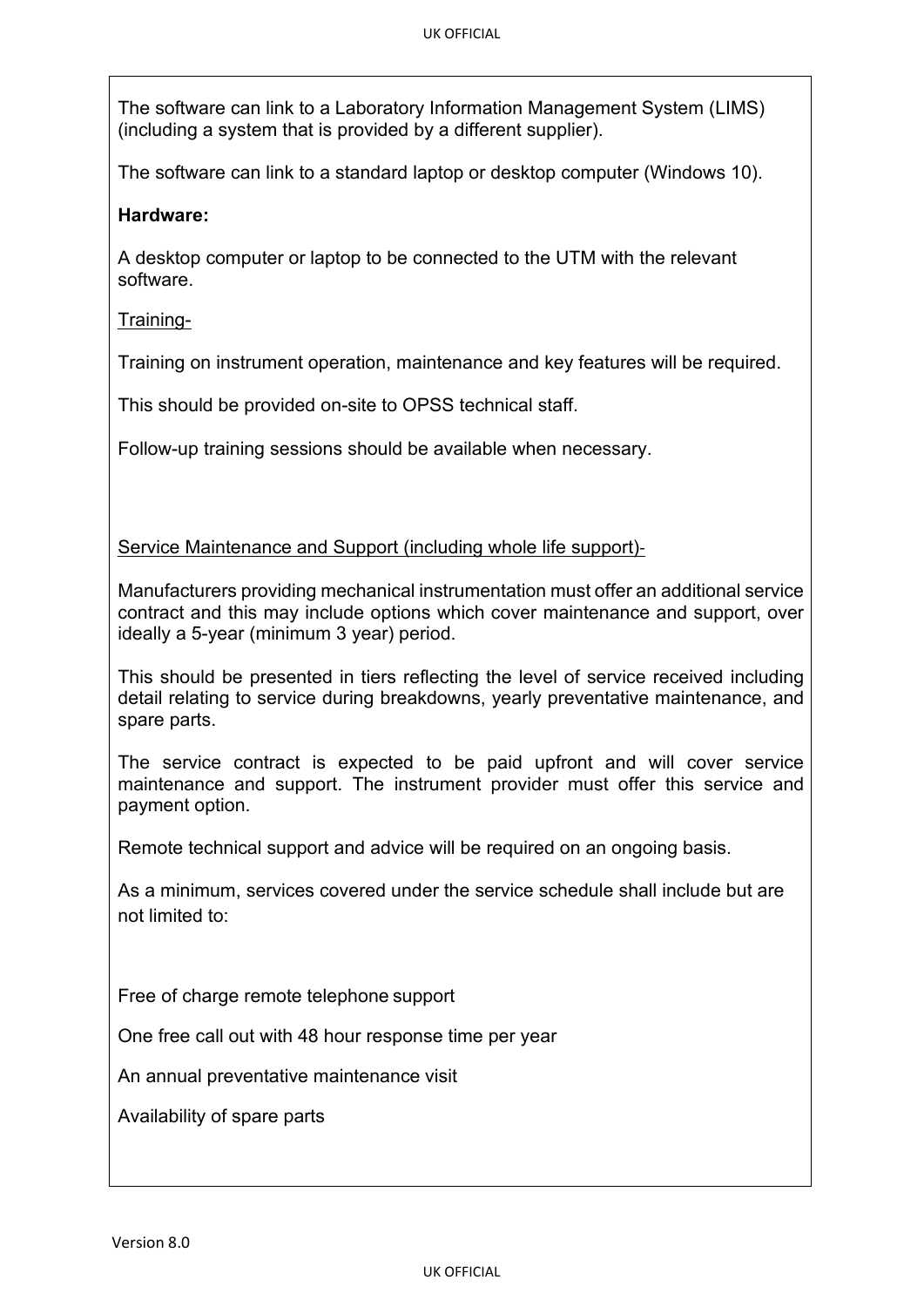The software can link to a Laboratory Information Management System (LIMS) (including a system that is provided by a different supplier).

The software can link to a standard laptop or desktop computer (Windows 10).

**Hardware:**

A desktop computer or laptop to be connected to the UTM with the relevant software.

Training-

Training on instrument operation, maintenance and key features will be required.

This should be provided on-site to OPSS technical staff.

Follow-up training sessions should be available when necessary.

Service Maintenance and Support (including whole life support)-

Manufacturers providing mechanical instrumentation must offer an additional service contract and this may include options which cover maintenance and support, over ideally a 5-year (minimum 3 year) period.

This should be presented in tiers reflecting the level of service received including detail relating to service during breakdowns, yearly preventative maintenance, and spare parts.

The service contract is expected to be paid upfront and will cover service maintenance and support. The instrument provider must offer this service and payment option.

Remote technical support and advice will be required on an ongoing basis.

As a minimum, services covered under the service schedule shall include but are not limited to:

Free of charge remote telephone support

One free call out with 48 hour response time per year

An annual preventative maintenance visit

Availability of spare parts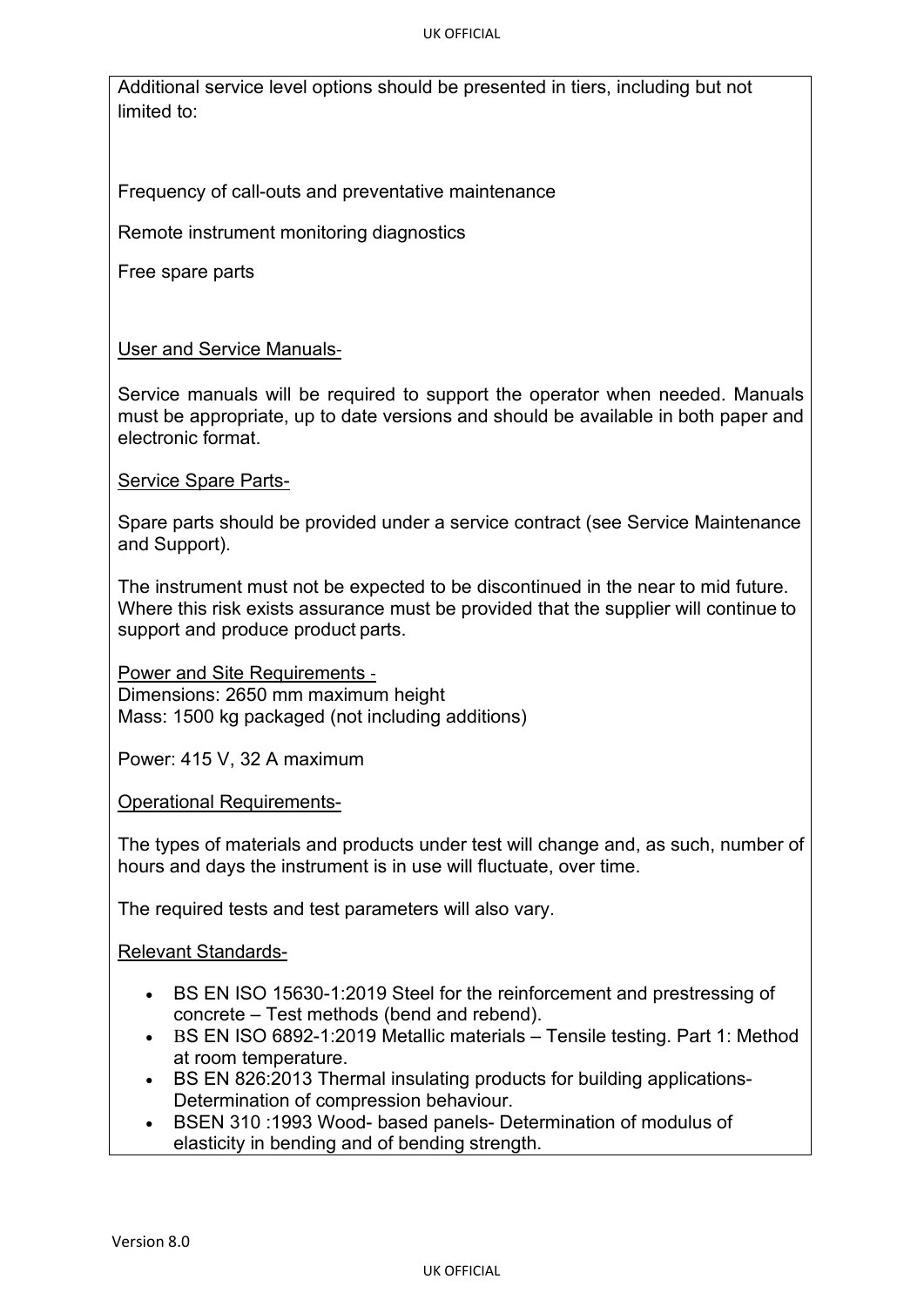Additional service level options should be presented in tiers, including but not limited to:

Frequency of call-outs and preventative maintenance

Remote instrument monitoring diagnostics

Free spare parts

<u>User and Service Manuals</u>-

Service manuals will be required to support the operator when needed. Manuals must be appropriate, up to date versions and should be available in both paper and electronic format.

<u>Service Spare Parts-</u>

Spare parts should be provided under a service contract (see Service Maintenance and Support).

The instrument must not be expected to be discontinued in the near to mid future. Where this risk exists assurance must be provided that the supplier will continue to support and produce product parts.

<u>Power and Site Requirements</u> -
Dimensions: 2650 mm maximum height
Mass: 1500 kg packaged (not including additions)

Power: 415 V, 32 A maximum

<u>Operational Requirements-</u>

The types of materials and products under test will change and, as such, number of hours and days the instrument is in use will fluctuate, over time.

The required tests and test parameters will also vary.

<u>Relevant Standards-</u>

- BS EN ISO 15630-1:2019 Steel for the reinforcement and prestressing of concrete – Test methods (bend and rebend).
- BS EN ISO 6892-1:2019 Metallic materials – Tensile testing. Part 1: Method at room temperature.
- BS EN 826:2013 Thermal insulating products for building applications-Determination of compression behaviour.
- BSEN 310 :1993 Wood- based panels- Determination of modulus of elasticity in bending and of bending strength.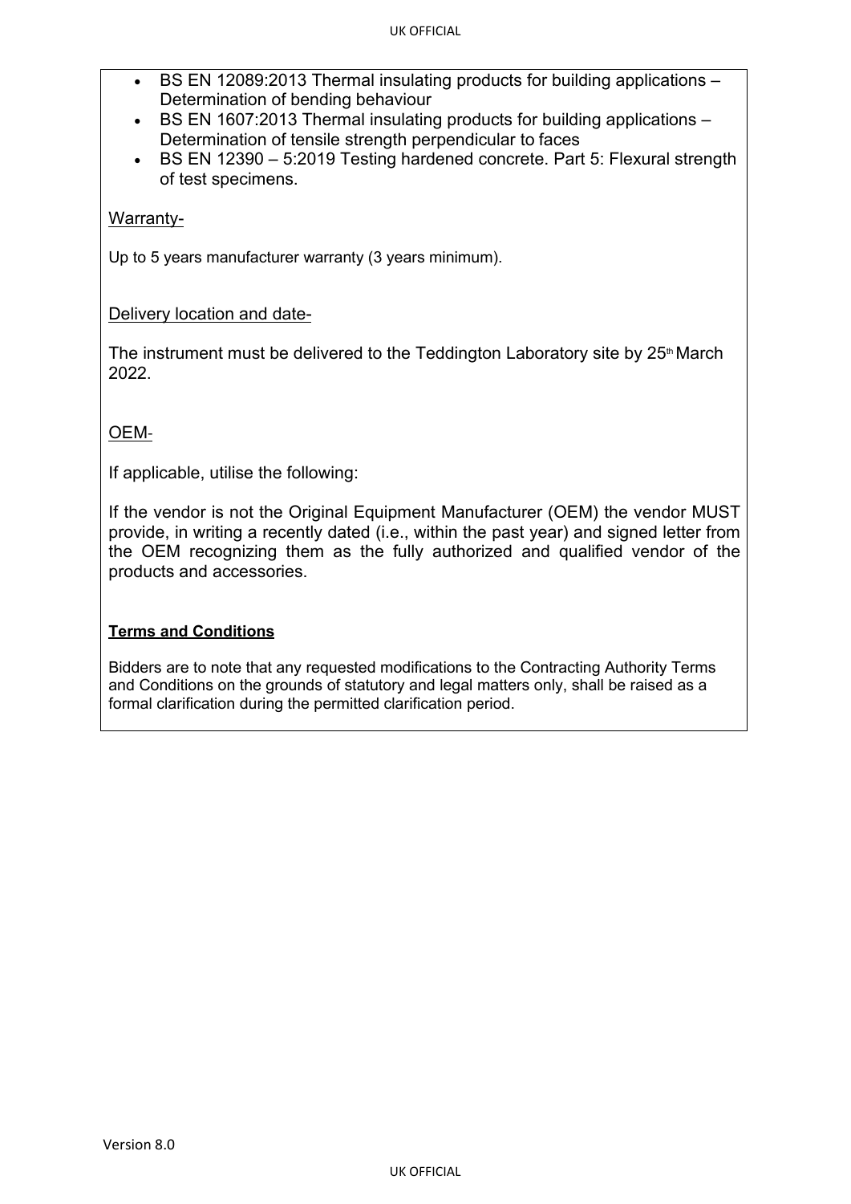- BS EN 12089:2013 Thermal insulating products for building applications – Determination of bending behaviour
- BS EN 1607:2013 Thermal insulating products for building applications – Determination of tensile strength perpendicular to faces
- BS EN 12390 – 5:2019 Testing hardened concrete. Part 5: Flexural strength of test specimens.

Warranty-

Up to 5 years manufacturer warranty (3 years minimum).

Delivery location and date-

The instrument must be delivered to the Teddington Laboratory site by 25th March 2022.

OEM-

If applicable, utilise the following:

If the vendor is not the Original Equipment Manufacturer (OEM) the vendor MUST provide, in writing a recently dated (i.e., within the past year) and signed letter from the OEM recognizing them as the fully authorized and qualified vendor of the products and accessories.

**Terms and Conditions**

Bidders are to note that any requested modifications to the Contracting Authority Terms and Conditions on the grounds of statutory and legal matters only, shall be raised as a formal clarification during the permitted clarification period.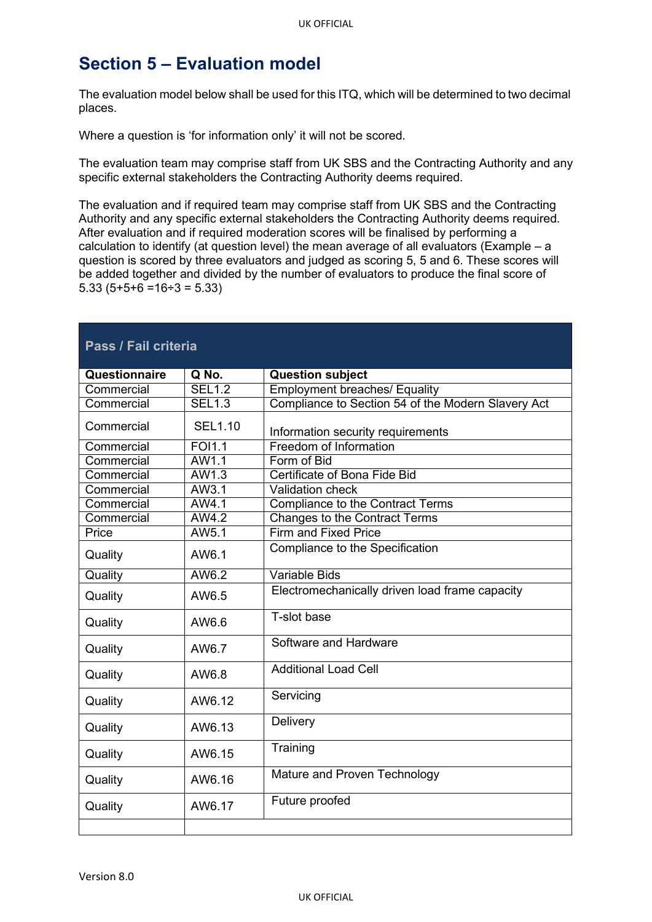# Section 5 – Evaluation model

The evaluation model below shall be used for this ITQ, which will be determined to two decimal places.

Where a question is 'for information only' it will not be scored.

The evaluation team may comprise staff from UK SBS and the Contracting Authority and any specific external stakeholders the Contracting Authority deems required.

The evaluation and if required team may comprise staff from UK SBS and the Contracting Authority and any specific external stakeholders the Contracting Authority deems required. After evaluation and if required moderation scores will be finalised by performing a calculation to identify (at question level) the mean average of all evaluators (Example – a question is scored by three evaluators and judged as scoring 5, 5 and 6. These scores will be added together and divided by the number of evaluators to produce the final score of 5.33 (5+5+6 =16÷3 = 5.33)

| Pass / Fail criteria | | |
|---|---|---|
| **Questionnaire** | **Q No.** | **Question subject** |
| Commercial | SEL1.2 | Employment breaches/ Equality |
| Commercial | SEL1.3 | Compliance to Section 54 of the Modern Slavery Act |
| Commercial | SEL1.10 | Information security requirements |
| Commercial | FOI1.1 | Freedom of Information |
| Commercial | AW1.1 | Form of Bid |
| Commercial | AW1.3 | Certificate of Bona Fide Bid |
| Commercial | AW3.1 | Validation check |
| Commercial | AW4.1 | Compliance to the Contract Terms |
| Commercial | AW4.2 | Changes to the Contract Terms |
| Price | AW5.1 | Firm and Fixed Price |
| Quality | AW6.1 | Compliance to the Specification |
| Quality | AW6.2 | Variable Bids |
| Quality | AW6.5 | Electromechanically driven load frame capacity |
| Quality | AW6.6 | T-slot base |
| Quality | AW6.7 | Software and Hardware |
| Quality | AW6.8 | Additional Load Cell |
| Quality | AW6.12 | Servicing |
| Quality | AW6.13 | Delivery |
| Quality | AW6.15 | Training |
| Quality | AW6.16 | Mature and Proven Technology |
| Quality | AW6.17 | Future proofed |
| | | |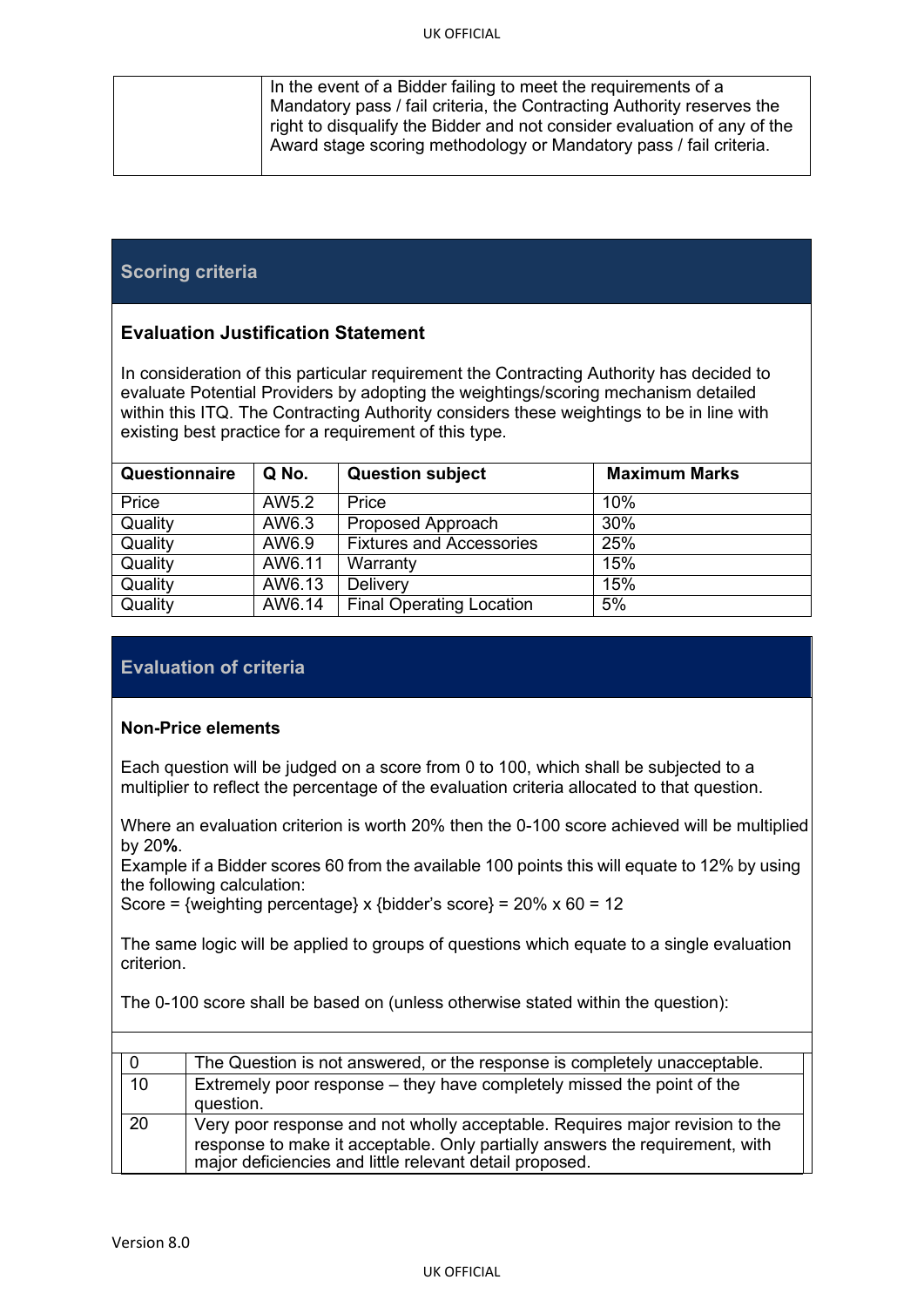| | In the event of a Bidder failing to meet the requirements of a Mandatory pass / fail criteria, the Contracting Authority reserves the right to disqualify the Bidder and not consider evaluation of any of the Award stage scoring methodology or Mandatory pass / fail criteria. |
|---|---|

## Scoring criteria

### Evaluation Justification Statement

In consideration of this particular requirement the Contracting Authority has decided to evaluate Potential Providers by adopting the weightings/scoring mechanism detailed within this ITQ. The Contracting Authority considers these weightings to be in line with existing best practice for a requirement of this type.

| Questionnaire | Q No. | Question subject | Maximum Marks |
|---|---|---|---|
| Price | AW5.2 | Price | 10% |
| Quality | AW6.3 | Proposed Approach | 30% |
| Quality | AW6.9 | Fixtures and Accessories | 25% |
| Quality | AW6.11 | Warranty | 15% |
| Quality | AW6.13 | Delivery | 15% |
| Quality | AW6.14 | Final Operating Location | 5% |

## Evaluation of criteria

**Non-Price elements**

Each question will be judged on a score from 0 to 100, which shall be subjected to a multiplier to reflect the percentage of the evaluation criteria allocated to that question.

Where an evaluation criterion is worth 20% then the 0-100 score achieved will be multiplied by 20**%**.

Example if a Bidder scores 60 from the available 100 points this will equate to 12% by using the following calculation:

Score = {weighting percentage} x {bidder's score} = 20% x 60 = 12

The same logic will be applied to groups of questions which equate to a single evaluation criterion.

The 0-100 score shall be based on (unless otherwise stated within the question):

| | |
|---|---|
| 0 | The Question is not answered, or the response is completely unacceptable. |
| 10 | Extremely poor response – they have completely missed the point of the question. |
| 20 | Very poor response and not wholly acceptable. Requires major revision to the response to make it acceptable. Only partially answers the requirement, with major deficiencies and little relevant detail proposed. |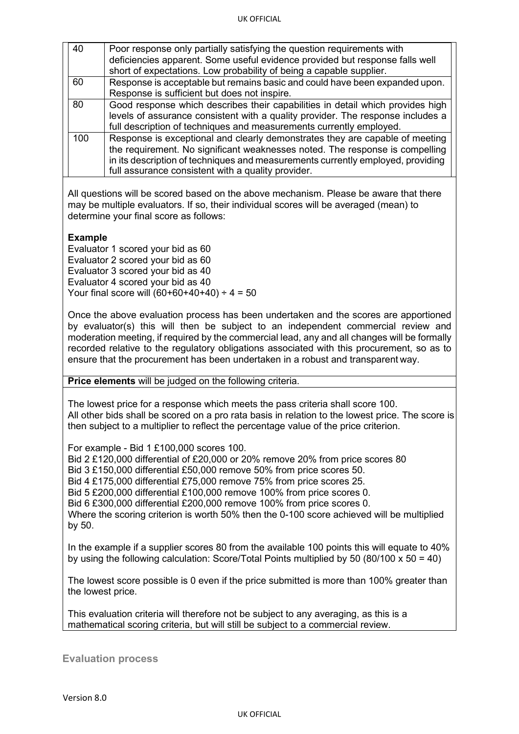| | |
|---|---|
| 40 | Poor response only partially satisfying the question requirements with deficiencies apparent. Some useful evidence provided but response falls well short of expectations. Low probability of being a capable supplier. |
| 60 | Response is acceptable but remains basic and could have been expanded upon. Response is sufficient but does not inspire. |
| 80 | Good response which describes their capabilities in detail which provides high levels of assurance consistent with a quality provider. The response includes a full description of techniques and measurements currently employed. |
| 100 | Response is exceptional and clearly demonstrates they are capable of meeting the requirement. No significant weaknesses noted. The response is compelling in its description of techniques and measurements currently employed, providing full assurance consistent with a quality provider. |

All questions will be scored based on the above mechanism. Please be aware that there may be multiple evaluators. If so, their individual scores will be averaged (mean) to determine your final score as follows:

**Example**

Evaluator 1 scored your bid as 60
Evaluator 2 scored your bid as 60
Evaluator 3 scored your bid as 40
Evaluator 4 scored your bid as 40
Your final score will (60+60+40+40) ÷ 4 = 50

Once the above evaluation process has been undertaken and the scores are apportioned by evaluator(s) this will then be subject to an independent commercial review and moderation meeting, if required by the commercial lead, any and all changes will be formally recorded relative to the regulatory obligations associated with this procurement, so as to ensure that the procurement has been undertaken in a robust and transparent way.

**Price elements** will be judged on the following criteria.

The lowest price for a response which meets the pass criteria shall score 100.
All other bids shall be scored on a pro rata basis in relation to the lowest price. The score is then subject to a multiplier to reflect the percentage value of the price criterion.

For example - Bid 1 £100,000 scores 100.
Bid 2 £120,000 differential of £20,000 or 20% remove 20% from price scores 80
Bid 3 £150,000 differential £50,000 remove 50% from price scores 50.
Bid 4 £175,000 differential £75,000 remove 75% from price scores 25.
Bid 5 £200,000 differential £100,000 remove 100% from price scores 0.
Bid 6 £300,000 differential £200,000 remove 100% from price scores 0.
Where the scoring criterion is worth 50% then the 0-100 score achieved will be multiplied by 50.

In the example if a supplier scores 80 from the available 100 points this will equate to 40% by using the following calculation: Score/Total Points multiplied by 50 (80/100 x 50 = 40)

The lowest score possible is 0 even if the price submitted is more than 100% greater than the lowest price.

This evaluation criteria will therefore not be subject to any averaging, as this is a mathematical scoring criteria, but will still be subject to a commercial review.

## Evaluation process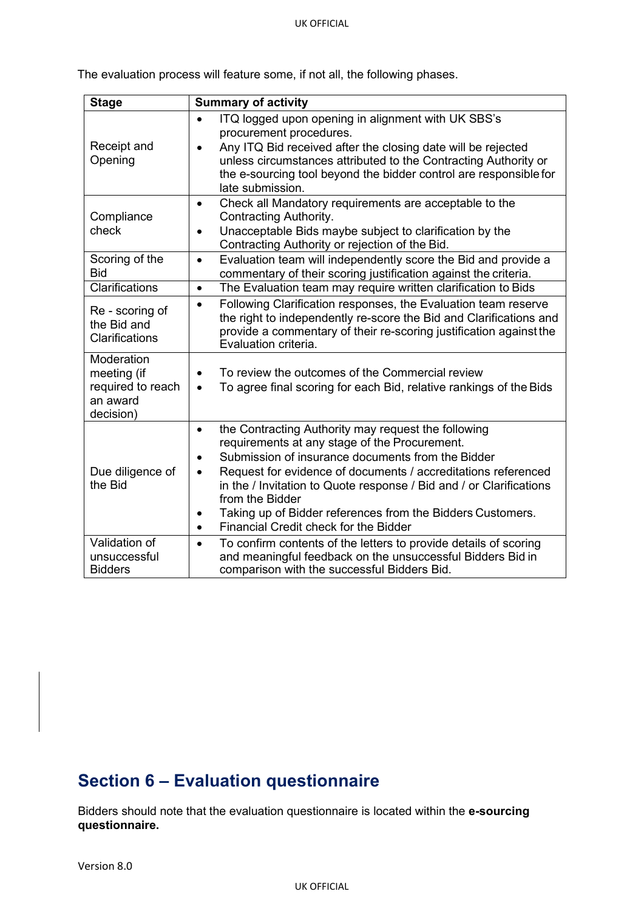The evaluation process will feature some, if not all, the following phases.

| Stage | Summary of activity |
|---|---|
| Receipt and Opening | • ITQ logged upon opening in alignment with UK SBS's procurement procedures.<br>• Any ITQ Bid received after the closing date will be rejected unless circumstances attributed to the Contracting Authority or the e-sourcing tool beyond the bidder control are responsible for late submission. |
| Compliance check | • Check all Mandatory requirements are acceptable to the Contracting Authority.<br>• Unacceptable Bids maybe subject to clarification by the Contracting Authority or rejection of the Bid. |
| Scoring of the Bid | • Evaluation team will independently score the Bid and provide a commentary of their scoring justification against the criteria. |
| Clarifications | • The Evaluation team may require written clarification to Bids |
| Re - scoring of the Bid and Clarifications | • Following Clarification responses, the Evaluation team reserve the right to independently re-score the Bid and Clarifications and provide a commentary of their re-scoring justification against the Evaluation criteria. |
| Moderation meeting (if required to reach an award decision) | • To review the outcomes of the Commercial review<br>• To agree final scoring for each Bid, relative rankings of the Bids |
| Due diligence of the Bid | • the Contracting Authority may request the following requirements at any stage of the Procurement.<br>• Submission of insurance documents from the Bidder<br>• Request for evidence of documents / accreditations referenced in the / Invitation to Quote response / Bid and / or Clarifications from the Bidder<br>• Taking up of Bidder references from the Bidders Customers.<br>• Financial Credit check for the Bidder |
| Validation of unsuccessful Bidders | • To confirm contents of the letters to provide details of scoring and meaningful feedback on the unsuccessful Bidders Bid in comparison with the successful Bidders Bid. |

## Section 6 – Evaluation questionnaire

Bidders should note that the evaluation questionnaire is located within the **e-sourcing questionnaire.**

Version 8.0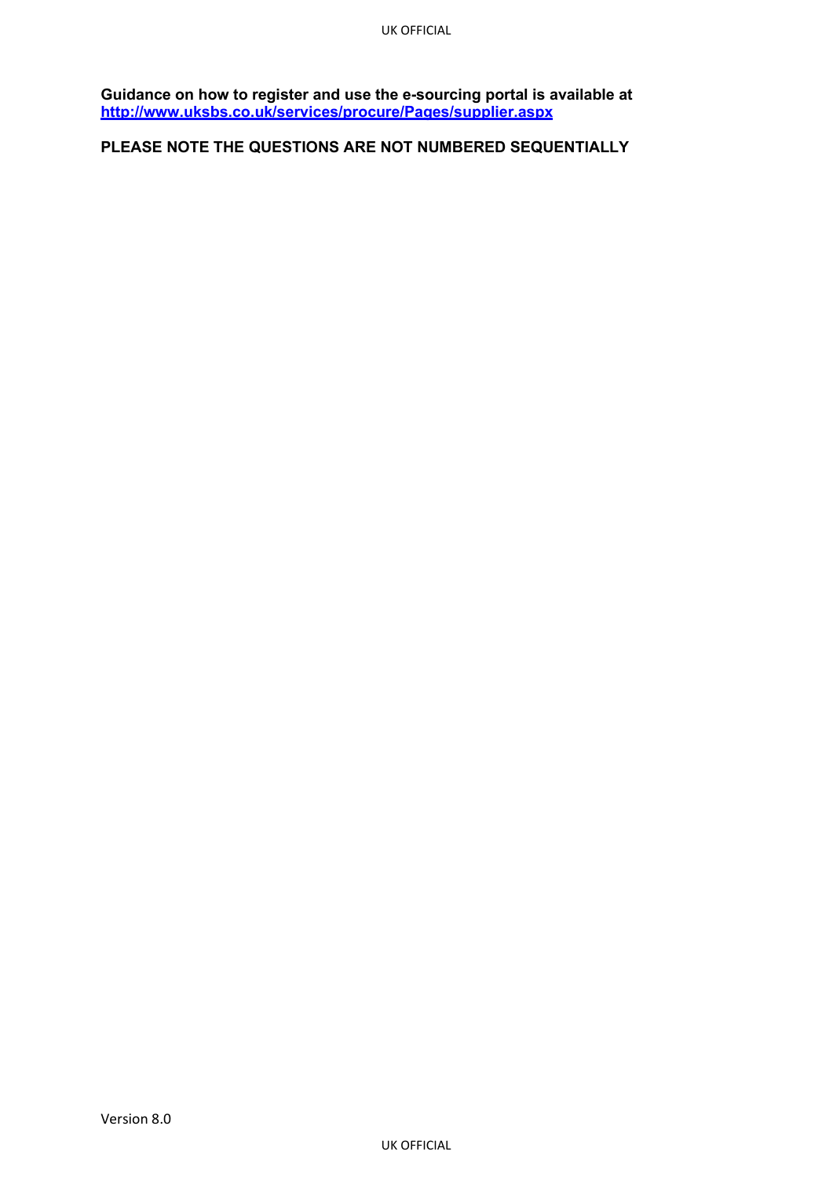**Guidance on how to register and use the e-sourcing portal is available at [http://www.uksbs.co.uk/services/procure/Pages/supplier.aspx](http://www.uksbs.co.uk/services/procure/Pages/supplier.aspx)**

**PLEASE NOTE THE QUESTIONS ARE NOT NUMBERED SEQUENTIALLY**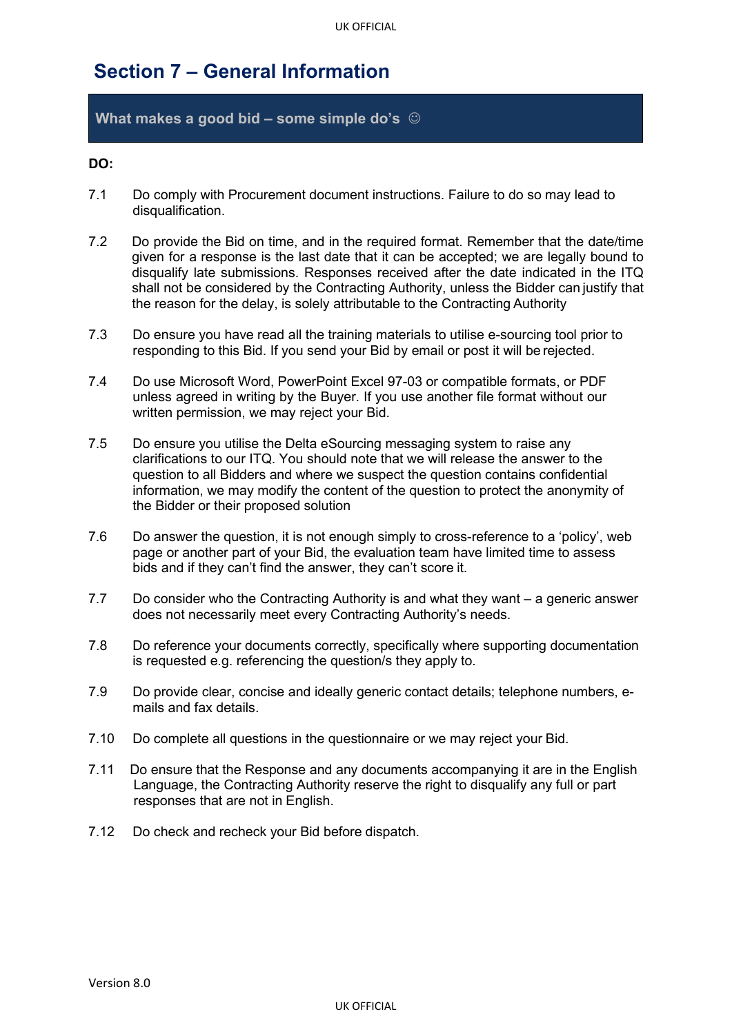# Section 7 – General Information

## What makes a good bid – some simple do's ☺

**DO:**

7.1 Do comply with Procurement document instructions. Failure to do so may lead to disqualification.

7.2 Do provide the Bid on time, and in the required format. Remember that the date/time given for a response is the last date that it can be accepted; we are legally bound to disqualify late submissions. Responses received after the date indicated in the ITQ shall not be considered by the Contracting Authority, unless the Bidder can justify that the reason for the delay, is solely attributable to the Contracting Authority

7.3 Do ensure you have read all the training materials to utilise e-sourcing tool prior to responding to this Bid. If you send your Bid by email or post it will be rejected.

7.4 Do use Microsoft Word, PowerPoint Excel 97-03 or compatible formats, or PDF unless agreed in writing by the Buyer. If you use another file format without our written permission, we may reject your Bid.

7.5 Do ensure you utilise the Delta eSourcing messaging system to raise any clarifications to our ITQ. You should note that we will release the answer to the question to all Bidders and where we suspect the question contains confidential information, we may modify the content of the question to protect the anonymity of the Bidder or their proposed solution

7.6 Do answer the question, it is not enough simply to cross-reference to a 'policy', web page or another part of your Bid, the evaluation team have limited time to assess bids and if they can't find the answer, they can't score it.

7.7 Do consider who the Contracting Authority is and what they want – a generic answer does not necessarily meet every Contracting Authority's needs.

7.8 Do reference your documents correctly, specifically where supporting documentation is requested e.g. referencing the question/s they apply to.

7.9 Do provide clear, concise and ideally generic contact details; telephone numbers, e-mails and fax details.

7.10 Do complete all questions in the questionnaire or we may reject your Bid.

7.11 Do ensure that the Response and any documents accompanying it are in the English Language, the Contracting Authority reserve the right to disqualify any full or part responses that are not in English.

7.12 Do check and recheck your Bid before dispatch.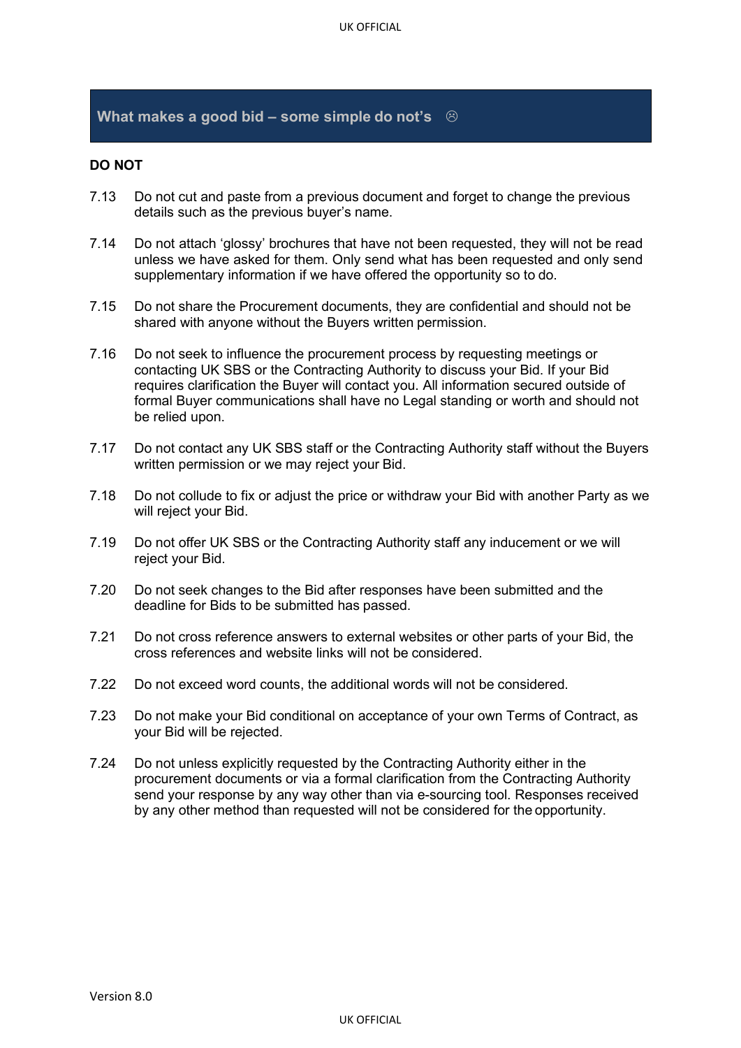## What makes a good bid – some simple do not's ☹

**DO NOT**

7.13 Do not cut and paste from a previous document and forget to change the previous details such as the previous buyer's name.

7.14 Do not attach 'glossy' brochures that have not been requested, they will not be read unless we have asked for them. Only send what has been requested and only send supplementary information if we have offered the opportunity so to do.

7.15 Do not share the Procurement documents, they are confidential and should not be shared with anyone without the Buyers written permission.

7.16 Do not seek to influence the procurement process by requesting meetings or contacting UK SBS or the Contracting Authority to discuss your Bid. If your Bid requires clarification the Buyer will contact you. All information secured outside of formal Buyer communications shall have no Legal standing or worth and should not be relied upon.

7.17 Do not contact any UK SBS staff or the Contracting Authority staff without the Buyers written permission or we may reject your Bid.

7.18 Do not collude to fix or adjust the price or withdraw your Bid with another Party as we will reject your Bid.

7.19 Do not offer UK SBS or the Contracting Authority staff any inducement or we will reject your Bid.

7.20 Do not seek changes to the Bid after responses have been submitted and the deadline for Bids to be submitted has passed.

7.21 Do not cross reference answers to external websites or other parts of your Bid, the cross references and website links will not be considered.

7.22 Do not exceed word counts, the additional words will not be considered.

7.23 Do not make your Bid conditional on acceptance of your own Terms of Contract, as your Bid will be rejected.

7.24 Do not unless explicitly requested by the Contracting Authority either in the procurement documents or via a formal clarification from the Contracting Authority send your response by any way other than via e-sourcing tool. Responses received by any other method than requested will not be considered for the opportunity.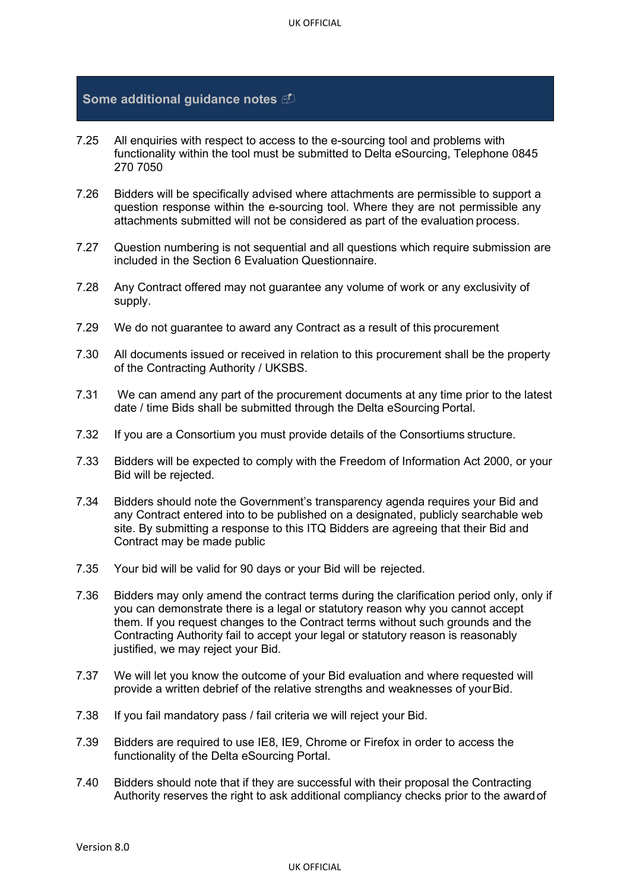## Some additional guidance notes

7.25 All enquiries with respect to access to the e-sourcing tool and problems with functionality within the tool must be submitted to Delta eSourcing, Telephone 0845 270 7050

7.26 Bidders will be specifically advised where attachments are permissible to support a question response within the e-sourcing tool. Where they are not permissible any attachments submitted will not be considered as part of the evaluation process.

7.27 Question numbering is not sequential and all questions which require submission are included in the Section 6 Evaluation Questionnaire.

7.28 Any Contract offered may not guarantee any volume of work or any exclusivity of supply.

7.29 We do not guarantee to award any Contract as a result of this procurement

7.30 All documents issued or received in relation to this procurement shall be the property of the Contracting Authority / UKSBS.

7.31 We can amend any part of the procurement documents at any time prior to the latest date / time Bids shall be submitted through the Delta eSourcing Portal.

7.32 If you are a Consortium you must provide details of the Consortiums structure.

7.33 Bidders will be expected to comply with the Freedom of Information Act 2000, or your Bid will be rejected.

7.34 Bidders should note the Government's transparency agenda requires your Bid and any Contract entered into to be published on a designated, publicly searchable web site. By submitting a response to this ITQ Bidders are agreeing that their Bid and Contract may be made public

7.35 Your bid will be valid for 90 days or your Bid will be rejected.

7.36 Bidders may only amend the contract terms during the clarification period only, only if you can demonstrate there is a legal or statutory reason why you cannot accept them. If you request changes to the Contract terms without such grounds and the Contracting Authority fail to accept your legal or statutory reason is reasonably justified, we may reject your Bid.

7.37 We will let you know the outcome of your Bid evaluation and where requested will provide a written debrief of the relative strengths and weaknesses of your Bid.

7.38 If you fail mandatory pass / fail criteria we will reject your Bid.

7.39 Bidders are required to use IE8, IE9, Chrome or Firefox in order to access the functionality of the Delta eSourcing Portal.

7.40 Bidders should note that if they are successful with their proposal the Contracting Authority reserves the right to ask additional compliancy checks prior to the award of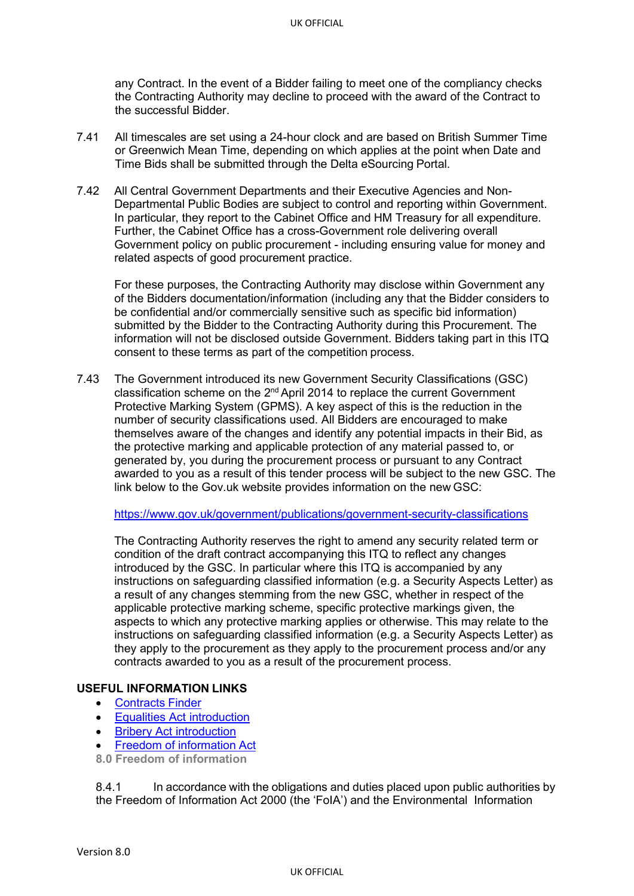any Contract. In the event of a Bidder failing to meet one of the compliancy checks the Contracting Authority may decline to proceed with the award of the Contract to the successful Bidder.

7.41 All timescales are set using a 24-hour clock and are based on British Summer Time or Greenwich Mean Time, depending on which applies at the point when Date and Time Bids shall be submitted through the Delta eSourcing Portal.

7.42 All Central Government Departments and their Executive Agencies and Non-Departmental Public Bodies are subject to control and reporting within Government. In particular, they report to the Cabinet Office and HM Treasury for all expenditure. Further, the Cabinet Office has a cross-Government role delivering overall Government policy on public procurement - including ensuring value for money and related aspects of good procurement practice.

For these purposes, the Contracting Authority may disclose within Government any of the Bidders documentation/information (including any that the Bidder considers to be confidential and/or commercially sensitive such as specific bid information) submitted by the Bidder to the Contracting Authority during this Procurement. The information will not be disclosed outside Government. Bidders taking part in this ITQ consent to these terms as part of the competition process.

7.43 The Government introduced its new Government Security Classifications (GSC) classification scheme on the 2nd April 2014 to replace the current Government Protective Marking System (GPMS). A key aspect of this is the reduction in the number of security classifications used. All Bidders are encouraged to make themselves aware of the changes and identify any potential impacts in their Bid, as the protective marking and applicable protection of any material passed to, or generated by, you during the procurement process or pursuant to any Contract awarded to you as a result of this tender process will be subject to the new GSC. The link below to the Gov.uk website provides information on the new GSC:

[https://www.gov.uk/government/publications/government-security-classifications](https://www.gov.uk/government/publications/government-security-classifications)

The Contracting Authority reserves the right to amend any security related term or condition of the draft contract accompanying this ITQ to reflect any changes introduced by the GSC. In particular where this ITQ is accompanied by any instructions on safeguarding classified information (e.g. a Security Aspects Letter) as a result of any changes stemming from the new GSC, whether in respect of the applicable protective marking scheme, specific protective markings given, the aspects to which any protective marking applies or otherwise. This may relate to the instructions on safeguarding classified information (e.g. a Security Aspects Letter) as they apply to the procurement as they apply to the procurement process and/or any contracts awarded to you as a result of the procurement process.

**USEFUL INFORMATION LINKS**

- Contracts Finder
- Equalities Act introduction
- Bribery Act introduction
- Freedom of information Act

**8.0 Freedom of information**

8.4.1 In accordance with the obligations and duties placed upon public authorities by the Freedom of Information Act 2000 (the 'FoIA') and the Environmental Information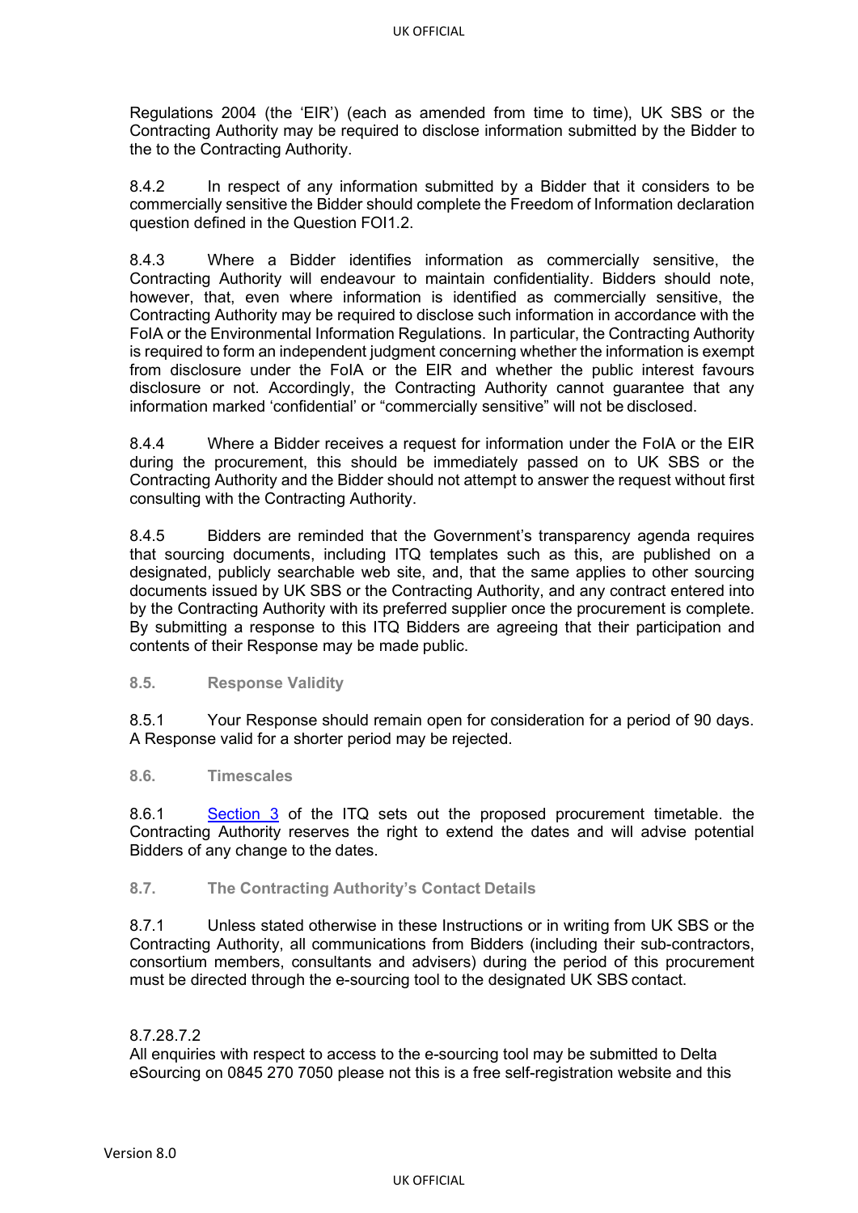Regulations 2004 (the 'EIR') (each as amended from time to time), UK SBS or the Contracting Authority may be required to disclose information submitted by the Bidder to the to the Contracting Authority.

8.4.2 In respect of any information submitted by a Bidder that it considers to be commercially sensitive the Bidder should complete the Freedom of Information declaration question defined in the Question FOI1.2.

8.4.3 Where a Bidder identifies information as commercially sensitive, the Contracting Authority will endeavour to maintain confidentiality. Bidders should note, however, that, even where information is identified as commercially sensitive, the Contracting Authority may be required to disclose such information in accordance with the FoIA or the Environmental Information Regulations. In particular, the Contracting Authority is required to form an independent judgment concerning whether the information is exempt from disclosure under the FoIA or the EIR and whether the public interest favours disclosure or not. Accordingly, the Contracting Authority cannot guarantee that any information marked 'confidential' or "commercially sensitive" will not be disclosed.

8.4.4 Where a Bidder receives a request for information under the FoIA or the EIR during the procurement, this should be immediately passed on to UK SBS or the Contracting Authority and the Bidder should not attempt to answer the request without first consulting with the Contracting Authority.

8.4.5 Bidders are reminded that the Government's transparency agenda requires that sourcing documents, including ITQ templates such as this, are published on a designated, publicly searchable web site, and, that the same applies to other sourcing documents issued by UK SBS or the Contracting Authority, and any contract entered into by the Contracting Authority with its preferred supplier once the procurement is complete. By submitting a response to this ITQ Bidders are agreeing that their participation and contents of their Response may be made public.

### 8.5. Response Validity

8.5.1 Your Response should remain open for consideration for a period of 90 days. A Response valid for a shorter period may be rejected.

### 8.6. Timescales

8.6.1 Section 3 of the ITQ sets out the proposed procurement timetable. the Contracting Authority reserves the right to extend the dates and will advise potential Bidders of any change to the dates.

### 8.7. The Contracting Authority's Contact Details

8.7.1 Unless stated otherwise in these Instructions or in writing from UK SBS or the Contracting Authority, all communications from Bidders (including their sub-contractors, consortium members, consultants and advisers) during the period of this procurement must be directed through the e-sourcing tool to the designated UK SBS contact.

8.7.28.7.2
All enquiries with respect to access to the e-sourcing tool may be submitted to Delta eSourcing on 0845 270 7050 please not this is a free self-registration website and this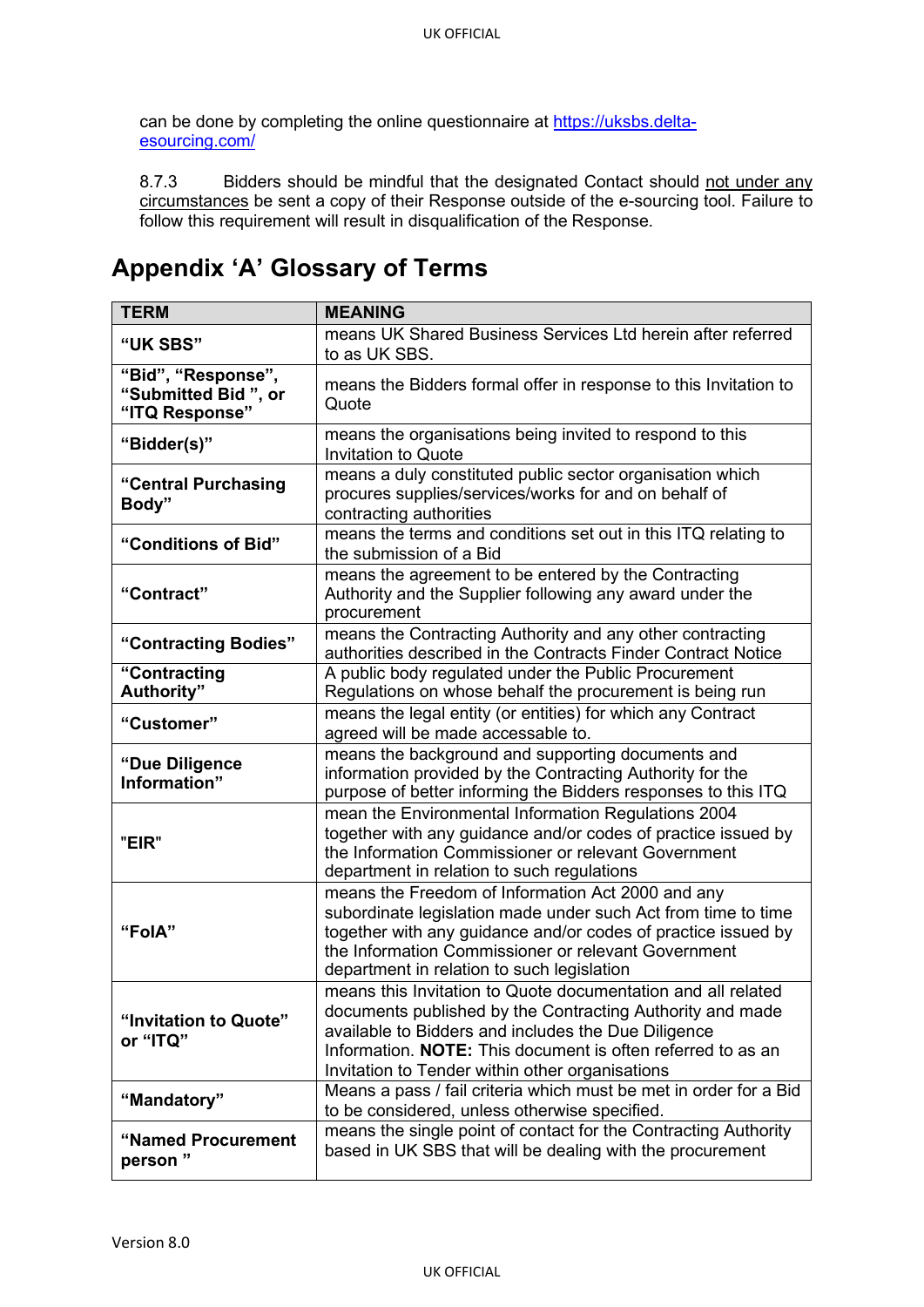can be done by completing the online questionnaire at https://uksbs.delta-esourcing.com/

8.7.3 Bidders should be mindful that the designated Contact should not under any circumstances be sent a copy of their Response outside of the e-sourcing tool. Failure to follow this requirement will result in disqualification of the Response.

# Appendix 'A' Glossary of Terms

| TERM | MEANING |
|---|---|
| **"UK SBS"** | means UK Shared Business Services Ltd herein after referred to as UK SBS. |
| **"Bid", "Response", "Submitted Bid ", or "ITQ Response"** | means the Bidders formal offer in response to this Invitation to Quote |
| **"Bidder(s)"** | means the organisations being invited to respond to this Invitation to Quote |
| **"Central Purchasing Body"** | means a duly constituted public sector organisation which procures supplies/services/works for and on behalf of contracting authorities |
| **"Conditions of Bid"** | means the terms and conditions set out in this ITQ relating to the submission of a Bid |
| **"Contract"** | means the agreement to be entered by the Contracting Authority and the Supplier following any award under the procurement |
| **"Contracting Bodies"** | means the Contracting Authority and any other contracting authorities described in the Contracts Finder Contract Notice |
| **"Contracting Authority"** | A public body regulated under the Public Procurement Regulations on whose behalf the procurement is being run |
| **"Customer"** | means the legal entity (or entities) for which any Contract agreed will be made accessable to. |
| **"Due Diligence Information"** | means the background and supporting documents and information provided by the Contracting Authority for the purpose of better informing the Bidders responses to this ITQ |
| **"EIR"** | mean the Environmental Information Regulations 2004 together with any guidance and/or codes of practice issued by the Information Commissioner or relevant Government department in relation to such regulations |
| **"FoIA"** | means the Freedom of Information Act 2000 and any subordinate legislation made under such Act from time to time together with any guidance and/or codes of practice issued by the Information Commissioner or relevant Government department in relation to such legislation |
| **"Invitation to Quote" or "ITQ"** | means this Invitation to Quote documentation and all related documents published by the Contracting Authority and made available to Bidders and includes the Due Diligence Information. **NOTE:** This document is often referred to as an Invitation to Tender within other organisations |
| **"Mandatory"** | Means a pass / fail criteria which must be met in order for a Bid to be considered, unless otherwise specified. |
| **"Named Procurement person "** | means the single point of contact for the Contracting Authority based in UK SBS that will be dealing with the procurement |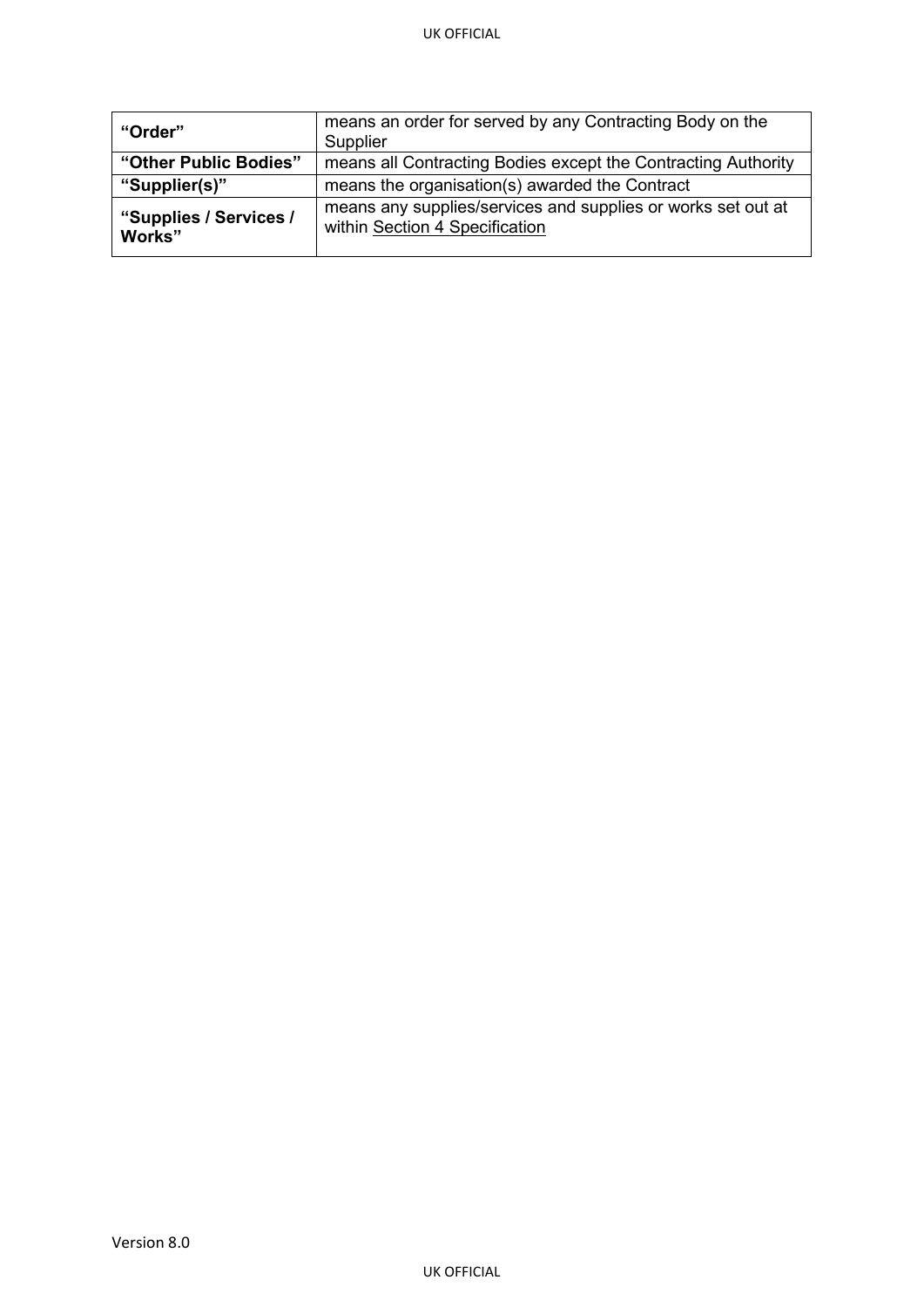| | |
|---|---|
| **"Order"** | means an order for served by any Contracting Body on the Supplier |
| **"Other Public Bodies"** | means all Contracting Bodies except the Contracting Authority |
| **"Supplier(s)"** | means the organisation(s) awarded the Contract |
| **"Supplies / Services / Works"** | means any supplies/services and supplies or works set out at within Section 4 Specification |